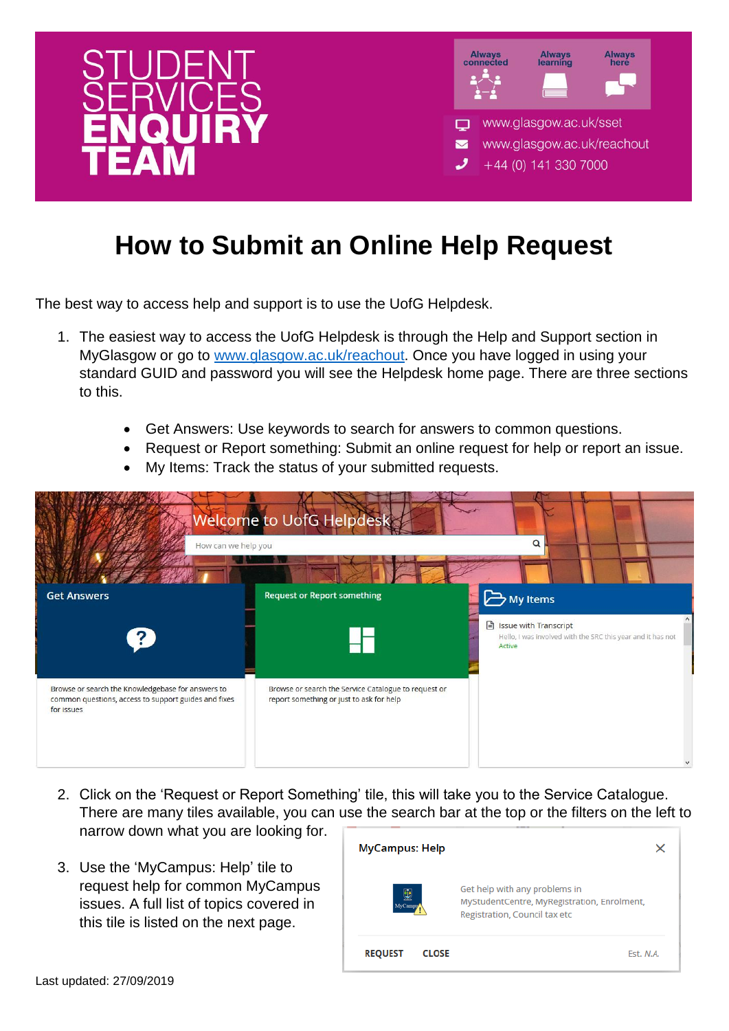# STUDENT SERVICES ENQUIRY TEAM

Always connected | Always learning | Always here

www.glasgow.ac.uk/sset
www.glasgow.ac.uk/reachout
+44 (0) 141 330 7000

# How to Submit an Online Help Request

The best way to access help and support is to use the UofG Helpdesk.

1. The easiest way to access the UofG Helpdesk is through the Help and Support section in MyGlasgow or go to [www.glasgow.ac.uk/reachout](http://www.glasgow.ac.uk/reachout). Once you have logged in using your standard GUID and password you will see the Helpdesk home page. There are three sections to this.

   - Get Answers: Use keywords to search for answers to common questions.
   - Request or Report something: Submit an online request for help or report an issue.
   - My Items: Track the status of your submitted requests.

Welcome to UofG Helpdesk

How can we help you

**Get Answers**
Browse or search the Knowledgebase for answers to common questions, access to support guides and fixes for issues

**Request or Report something**
Browse or search the Service Catalogue to request or report something or just to ask for help

**My Items**
Issue with Transcript
Hello, I was involved with the SRC this year and it has not
Active

2. Click on the 'Request or Report Something' tile, this will take you to the Service Catalogue. There are many tiles available, you can use the search bar at the top or the filters on the left to narrow down what you are looking for.

3. Use the 'MyCampus: Help' tile to request help for common MyCampus issues. A full list of topics covered in this tile is listed on the next page.

**MyCampus: Help**
Get help with any problems in MyStudentCentre, MyRegistration, Enrolment, Registration, Council tax etc
REQUEST CLOSE Est. N.A.

Last updated: 27/09/2019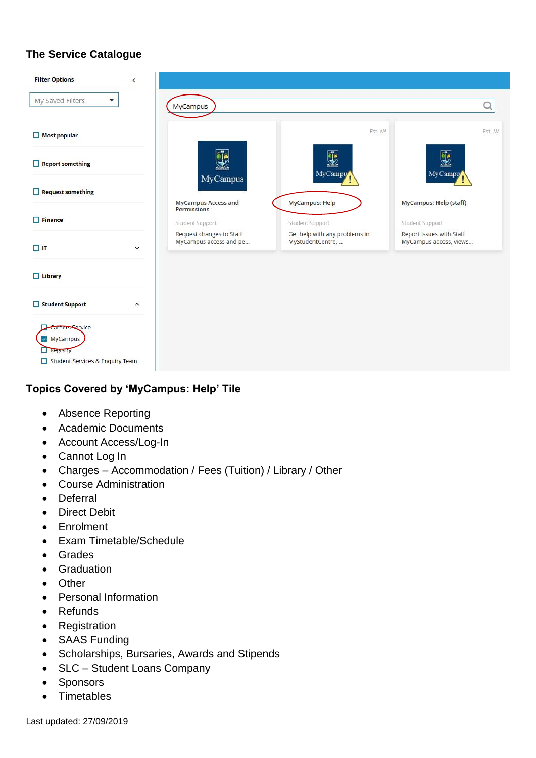## The Service Catalogue

Filter Options

My Saved Filters

Most popular

Report something

Request something

Finance

IT

Library

Student Support

Careers Service

MyCampus

Registry

Student Services & Enquiry Team

MyCampus

MyCampus Access and Permissions

Student Support

Request changes to Staff MyCampus access and pe...

Est. NA

MyCampus: Help

Student Support

Get help with any problems in MyStudentCentre, ...

Est. NA

MyCampus: Help (staff)

Student Support

Report issues with Staff MyCampus access, views...

## Topics Covered by 'MyCampus: Help' Tile

- Absence Reporting
- Academic Documents
- Account Access/Log-In
- Cannot Log In
- Charges – Accommodation / Fees (Tuition) / Library / Other
- Course Administration
- Deferral
- Direct Debit
- Enrolment
- Exam Timetable/Schedule
- Grades
- Graduation
- Other
- Personal Information
- Refunds
- Registration
- SAAS Funding
- Scholarships, Bursaries, Awards and Stipends
- SLC – Student Loans Company
- Sponsors
- Timetables

Last updated: 27/09/2019